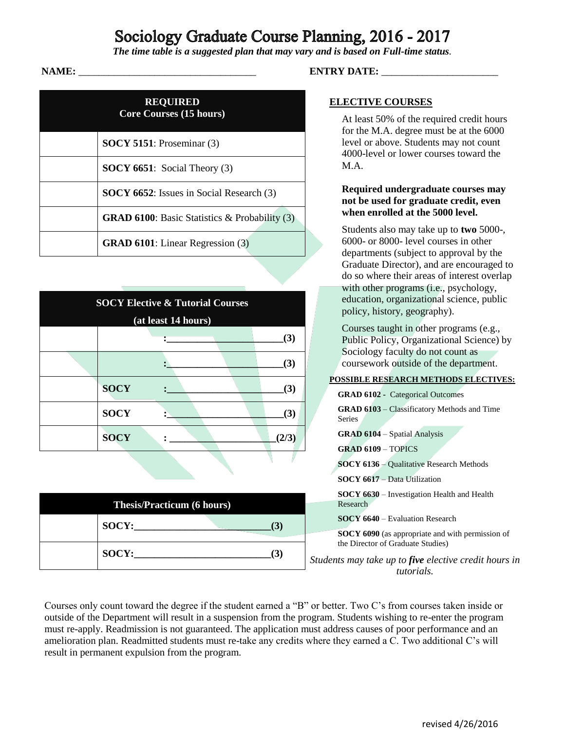# Sociology Graduate Course Planning, 2016 - 2017

*The time table is a suggested plan that may vary and is based on Full-time status.*

**NAME:** ___________________________________ **ENTRY DATE:** ______________________

| | **REQUIRED Core Courses (15 hours)** |
|---|---|
| | **SOCY 5151**: Proseminar (3) |
| | **SOCY 6651**: Social Theory (3) |
| | **SOCY 6652**: Issues in Social Research (3) |
| | **GRAD 6100**: Basic Statistics & Probability (3) |
| | **GRAD 6101**: Linear Regression (3) |

| | **SOCY Elective & Tutorial Courses (at least 14 hours)** |
|---|---|
| | :_____________________(3) |
| | :_____________________(3) |
| | **SOCY** :_____________________(3) |
| | **SOCY** :_____________________(3) |
| | **SOCY** : ___________________(2/3) |

| | **Thesis/Practicum (6 hours)** |
|---|---|
| | **SOCY:**_________________________(3) |
| | **SOCY:**_________________________(3) |

## ELECTIVE COURSES

At least 50% of the required credit hours for the M.A. degree must be at the 6000 level or above. Students may not count 4000-level or lower courses toward the M.A.

**Required undergraduate courses may not be used for graduate credit, even when enrolled at the 5000 level.**

Students also may take up to **two** 5000-, 6000- or 8000- level courses in other departments (subject to approval by the Graduate Director), and are encouraged to do so where their areas of interest overlap with other programs (i.e., psychology, education, organizational science, public policy, history, geography).

Courses taught in other programs (e.g., Public Policy, Organizational Science) by Sociology faculty do not count as coursework outside of the department.

**POSSIBLE RESEARCH METHODS ELECTIVES:**

**GRAD 6102 -** Categorical Outcomes

**GRAD 6103** – Classificatory Methods and Time Series

**GRAD 6104** – Spatial Analysis

**GRAD 6109** – TOPICS

**SOCY 6136** – Qualitative Research Methods

**SOCY 6617** – Data Utilization

**SOCY 6630** – Investigation Health and Health Research

**SOCY 6640** – Evaluation Research

**SOCY 6090** (as appropriate and with permission of the Director of Graduate Studies)

*Students may take up to **five** elective credit hours in tutorials.*

Courses only count toward the degree if the student earned a "B" or better. Two C's from courses taken inside or outside of the Department will result in a suspension from the program. Students wishing to re-enter the program must re-apply. Readmission is not guaranteed. The application must address causes of poor performance and an amelioration plan. Readmitted students must re-take any credits where they earned a C. Two additional C's will result in permanent expulsion from the program.

revised 4/26/2016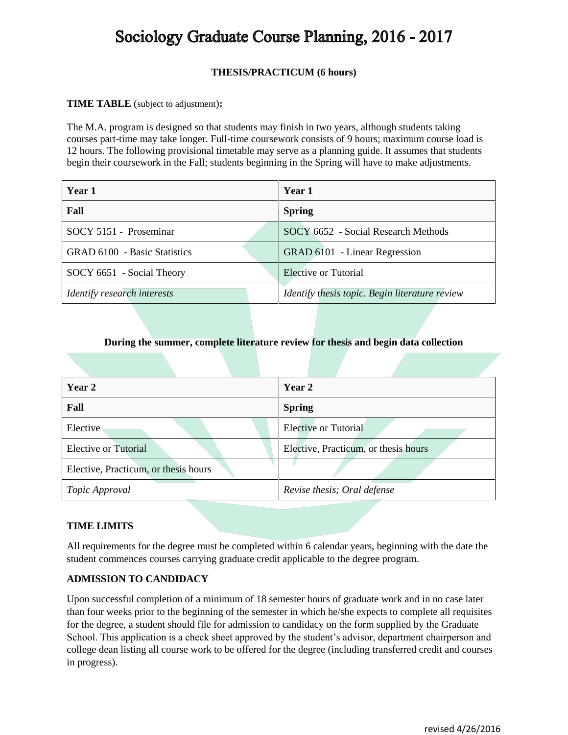# Sociology Graduate Course Planning, 2016 - 2017

**THESIS/PRACTICUM (6 hours)**

**TIME TABLE** (subject to adjustment)**:**

The M.A. program is designed so that students may finish in two years, although students taking courses part-time may take longer. Full-time coursework consists of 9 hours; maximum course load is 12 hours. The following provisional timetable may serve as a planning guide. It assumes that students begin their coursework in the Fall; students beginning in the Spring will have to make adjustments.

| **Year 1** | **Year 1** |
|---|---|
| **Fall** | **Spring** |
| SOCY 5151 - Proseminar | SOCY 6652 - Social Research Methods |
| GRAD 6100 - Basic Statistics | GRAD 6101 - Linear Regression |
| SOCY 6651 - Social Theory | Elective or Tutorial |
| *Identify research interests* | *Identify thesis topic. Begin literature review* |

**During the summer, complete literature review for thesis and begin data collection**

| **Year 2** | **Year 2** |
|---|---|
| **Fall** | **Spring** |
| Elective | Elective or Tutorial |
| Elective or Tutorial | Elective, Practicum, or thesis hours |
| Elective, Practicum, or thesis hours | |
| *Topic Approval* | *Revise thesis; Oral defense* |

**TIME LIMITS**

All requirements for the degree must be completed within 6 calendar years, beginning with the date the student commences courses carrying graduate credit applicable to the degree program.

**ADMISSION TO CANDIDACY**

Upon successful completion of a minimum of 18 semester hours of graduate work and in no case later than four weeks prior to the beginning of the semester in which he/she expects to complete all requisites for the degree, a student should file for admission to candidacy on the form supplied by the Graduate School. This application is a check sheet approved by the student's advisor, department chairperson and college dean listing all course work to be offered for the degree (including transferred credit and courses in progress).

revised 4/26/2016